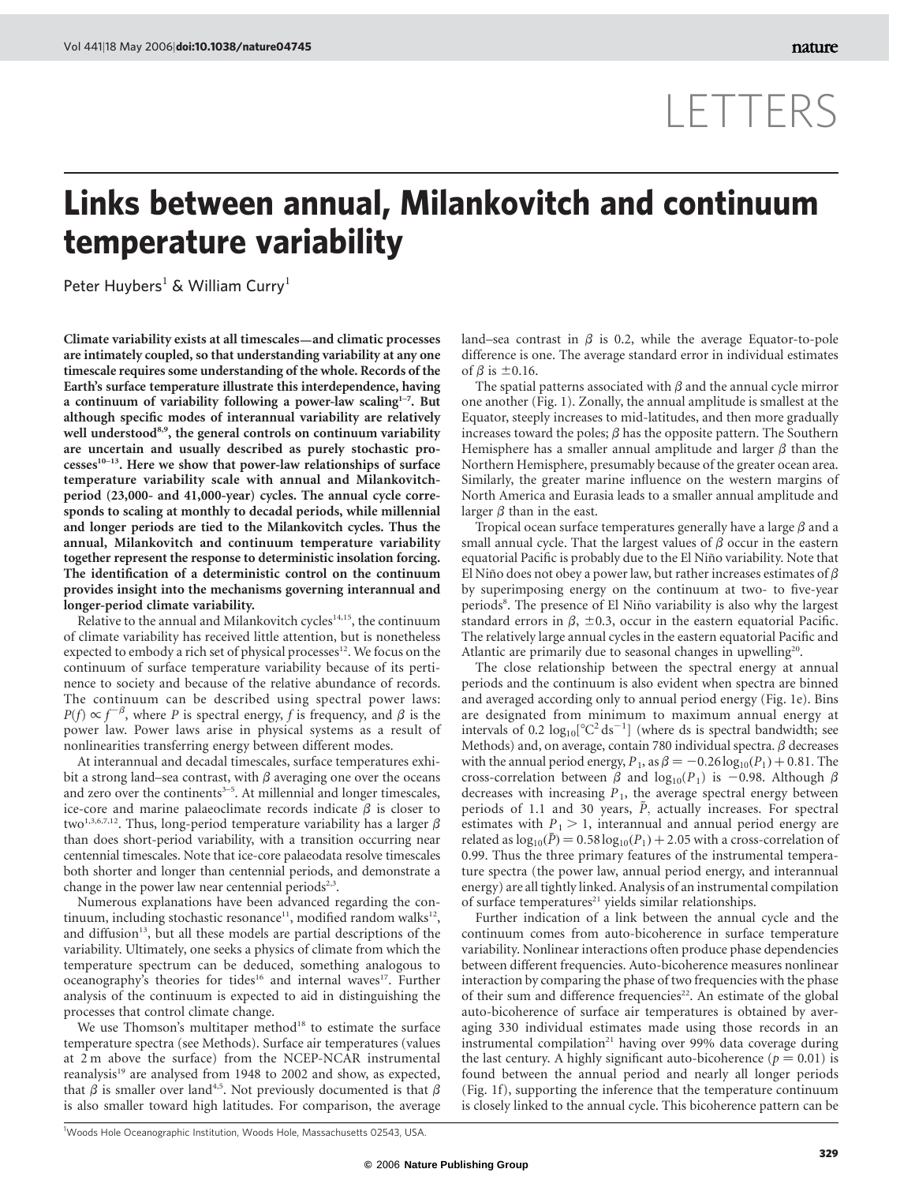LETTERS

# Links between annual, Milankovitch and continuum temperature variability

Peter Huybers[1] & William Curry[1]

**Climate variability exists at all timescales—and climatic processes are intimately coupled, so that understanding variability at any one timescale requires some understanding of the whole. Records of the Earth's surface temperature illustrate this interdependence, having a continuum of variability following a power-law scaling[1–7]. But although specific modes of interannual variability are relatively well understood[8,9], the general controls on continuum variability are uncertain and usually described as purely stochastic processes[10–13]. Here we show that power-law relationships of surface temperature variability scale with annual and Milankovitch-period (23,000- and 41,000-year) cycles. The annual cycle corresponds to scaling at monthly to decadal periods, while millennial and longer periods are tied to the Milankovitch cycles. Thus the annual, Milankovitch and continuum temperature variability together represent the response to deterministic insolation forcing. The identification of a deterministic control on the continuum provides insight into the mechanisms governing interannual and longer-period climate variability.**

Relative to the annual and Milankovitch cycles[14,15], the continuum of climate variability has received little attention, but is nonetheless expected to embody a rich set of physical processes[12]. We focus on the continuum of surface temperature variability because of its pertinence to society and because of the relative abundance of records. The continuum can be described using spectral power laws: $P(f) \propto f^{-\beta}$, where $P$ is spectral energy, $f$ is frequency, and $\beta$ is the power law. Power laws arise in physical systems as a result of nonlinearities transferring energy between different modes.

At interannual and decadal timescales, surface temperatures exhibit a strong land–sea contrast, with $\beta$ averaging one over the oceans and zero over the continents[3–5]. At millennial and longer timescales, ice-core and marine palaeoclimate records indicate $\beta$ is closer to two[1,3,6,7,12]. Thus, long-period temperature variability has a larger $\beta$ than does short-period variability, with a transition occurring near centennial timescales. Note that ice-core palaeodata resolve timescales both shorter and longer than centennial periods, and demonstrate a change in the power law near centennial periods[2,3].

Numerous explanations have been advanced regarding the continuum, including stochastic resonance[11], modified random walks[12], and diffusion[13], but all these models are partial descriptions of the variability. Ultimately, one seeks a physics of climate from which the temperature spectrum can be deduced, something analogous to oceanography's theories for tides[16] and internal waves[17]. Further analysis of the continuum is expected to aid in distinguishing the processes that control climate change.

We use Thomson's multitaper method[18] to estimate the surface temperature spectra (see Methods). Surface air temperatures (values at 2 m above the surface) from the NCEP-NCAR instrumental reanalysis[19] are analysed from 1948 to 2002 and show, as expected, that $\beta$ is smaller over land[4,5]. Not previously documented is that $\beta$ is also smaller toward high latitudes. For comparison, the average land–sea contrast in $\beta$ is 0.2, while the average Equator-to-pole difference is one. The average standard error in individual estimates of $\beta$ is $\pm 0.16$.

The spatial patterns associated with $\beta$ and the annual cycle mirror one another (Fig. 1). Zonally, the annual amplitude is smallest at the Equator, steeply increases to mid-latitudes, and then more gradually increases toward the poles; $\beta$ has the opposite pattern. The Southern Hemisphere has a smaller annual amplitude and larger $\beta$ than the Northern Hemisphere, presumably because of the greater ocean area. Similarly, the greater marine influence on the western margins of North America and Eurasia leads to a smaller annual amplitude and larger $\beta$ than in the east.

Tropical ocean surface temperatures generally have a large $\beta$ and a small annual cycle. That the largest values of $\beta$ occur in the eastern equatorial Pacific is probably due to the El Niño variability. Note that El Niño does not obey a power law, but rather increases estimates of $\beta$ by superimposing energy on the continuum at two- to five-year periods[8]. The presence of El Niño variability is also why the largest standard errors in $\beta$, $\pm 0.3$, occur in the eastern equatorial Pacific. The relatively large annual cycles in the eastern equatorial Pacific and Atlantic are primarily due to seasonal changes in upwelling[20].

The close relationship between the spectral energy at annual periods and the continuum is also evident when spectra are binned and averaged according only to annual period energy (Fig. 1e). Bins are designated from minimum to maximum annual energy at intervals of 0.2 $\log_{10}[^{\circ}\mathrm{C}^2\,\mathrm{ds}^{-1}]$ (where ds is spectral bandwidth; see Methods) and, on average, contain 780 individual spectra. $\beta$ decreases with the annual period energy, $P_1$, as $\beta = -0.26\log_{10}(P_1) + 0.81$. The cross-correlation between $\beta$ and $\log_{10}(P_1)$ is $-0.98$. Although $\beta$ decreases with increasing $P_1$, the average spectral energy between periods of 1.1 and 30 years, $\bar{P}$, actually increases. For spectral estimates with $P_1 > 1$, interannual and annual period energy are related as $\log_{10}(\bar{P}) = 0.58\log_{10}(P_1) + 2.05$ with a cross-correlation of 0.99. Thus the three primary features of the instrumental temperature spectra (the power law, annual period energy, and interannual energy) are all tightly linked. Analysis of an instrumental compilation of surface temperatures[21] yields similar relationships.

Further indication of a link between the annual cycle and the continuum comes from auto-bicoherence in surface temperature variability. Nonlinear interactions often produce phase dependencies between different frequencies. Auto-bicoherence measures nonlinear interaction by comparing the phase of two frequencies with the phase of their sum and difference frequencies[22]. An estimate of the global auto-bicoherence of surface air temperatures is obtained by averaging 330 individual estimates made using those records in an instrumental compilation[21] having over 99% data coverage during the last century. A highly significant auto-bicoherence ($p = 0.01$) is found between the annual period and nearly all longer periods (Fig. 1f), supporting the inference that the temperature continuum is closely linked to the annual cycle. This bicoherence pattern can be

[1]Woods Hole Oceanographic Institution, Woods Hole, Massachusetts 02543, USA.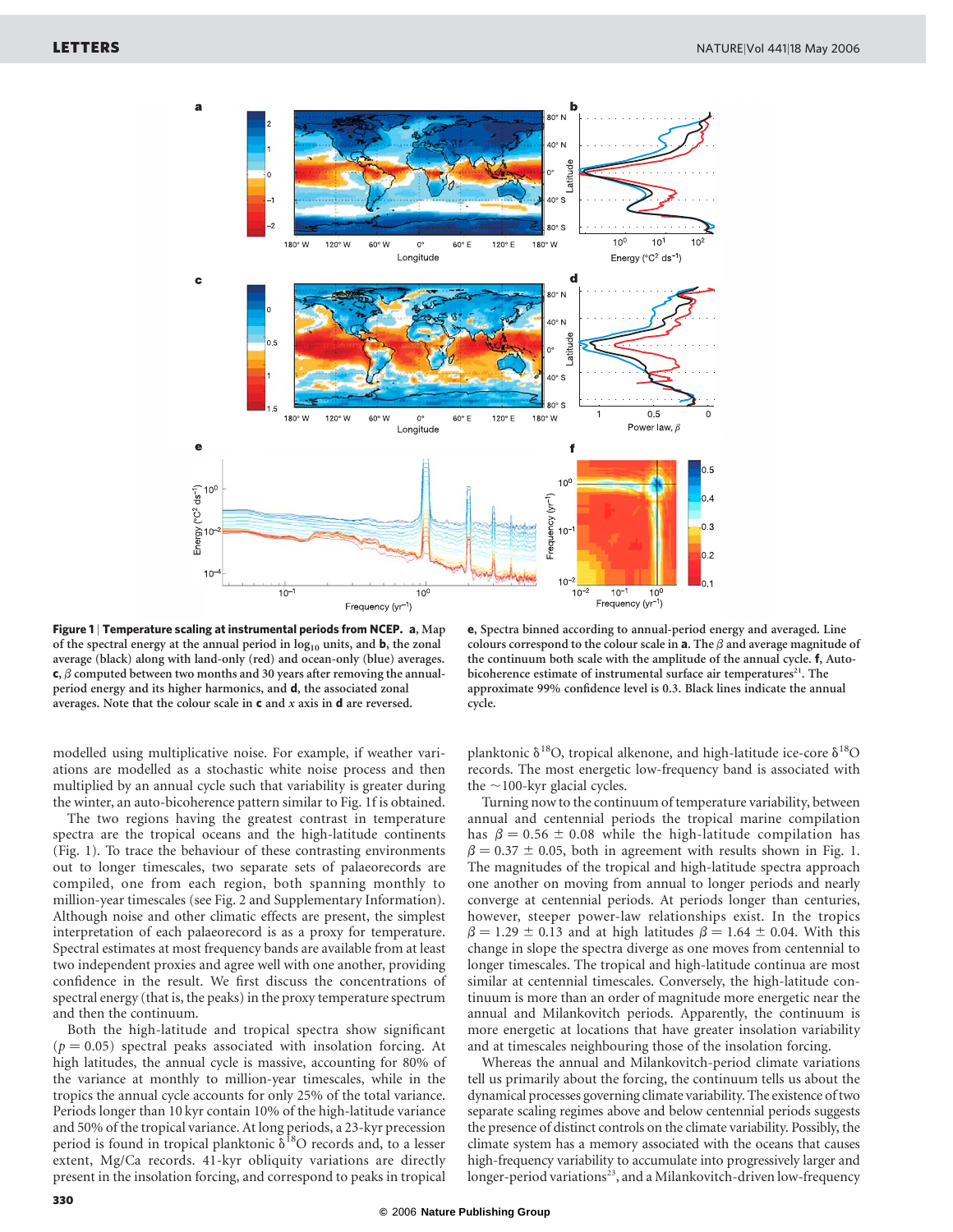**Figure 1 | Temperature scaling at instrumental periods from NCEP.** **a**, Map of the spectral energy at the annual period in $\log_{10}$ units, and **b**, the zonal average (black) along with land-only (red) and ocean-only (blue) averages. **c**, $\beta$ computed between two months and 30 years after removing the annual-period energy and its higher harmonics, and **d**, the associated zonal averages. Note that the colour scale in **c** and $x$ axis in **d** are reversed. **e**, Spectra binned according to annual-period energy and averaged. Line colours correspond to the colour scale in **a**. The $\beta$ and average magnitude of the continuum both scale with the amplitude of the annual cycle. **f**, Auto-bicoherence estimate of instrumental surface air temperatures[21]. The approximate 99% confidence level is 0.3. Black lines indicate the annual cycle.

modelled using multiplicative noise. For example, if weather variations are modelled as a stochastic white noise process and then multiplied by an annual cycle such that variability is greater during the winter, an auto-bicoherence pattern similar to Fig. 1f is obtained.

The two regions having the greatest contrast in temperature spectra are the tropical oceans and the high-latitude continents (Fig. 1). To trace the behaviour of these contrasting environments out to longer timescales, two separate sets of palaeorecords are compiled, one from each region, both spanning monthly to million-year timescales (see Fig. 2 and Supplementary Information). Although noise and other climatic effects are present, the simplest interpretation of each palaeorecord is as a proxy for temperature. Spectral estimates at most frequency bands are available from at least two independent proxies and agree well with one another, providing confidence in the result. We first discuss the concentrations of spectral energy (that is, the peaks) in the proxy temperature spectrum and then the continuum.

Both the high-latitude and tropical spectra show significant ($p = 0.05$) spectral peaks associated with insolation forcing. At high latitudes, the annual cycle is massive, accounting for 80% of the variance at monthly to million-year timescales, while in the tropics the annual cycle accounts for only 25% of the total variance. Periods longer than 10 kyr contain 10% of the high-latitude variance and 50% of the tropical variance. At long periods, a 23-kyr precession period is found in tropical planktonic $\delta^{18}O$ records and, to a lesser extent, Mg/Ca records. 41-kyr obliquity variations are directly present in the insolation forcing, and correspond to peaks in tropical planktonic $\delta^{18}O$, tropical alkenone, and high-latitude ice-core $\delta^{18}O$ records. The most energetic low-frequency band is associated with the ~100-kyr glacial cycles.

Turning now to the continuum of temperature variability, between annual and centennial periods the tropical marine compilation has $\beta = 0.56 \pm 0.08$ while the high-latitude compilation has $\beta = 0.37 \pm 0.05$, both in agreement with results shown in Fig. 1. The magnitudes of the tropical and high-latitude spectra approach one another on moving from annual to longer periods and nearly converge at centennial periods. At periods longer than centuries, however, steeper power-law relationships exist. In the tropics $\beta = 1.29 \pm 0.13$ and at high latitudes $\beta = 1.64 \pm 0.04$. With this change in slope the spectra diverge as one moves from centennial to longer timescales. The tropical and high-latitude continua are most similar at centennial timescales. Conversely, the high-latitude continuum is more than an order of magnitude more energetic near the annual and Milankovitch periods. Apparently, the continuum is more energetic at locations that have greater insolation variability and at timescales neighbouring those of the insolation forcing.

Whereas the annual and Milankovitch-period climate variations tell us primarily about the forcing, the continuum tells us about the dynamical processes governing climate variability. The existence of two separate scaling regimes above and below centennial periods suggests the presence of distinct controls on the climate variability. Possibly, the climate system has a memory associated with the oceans that causes high-frequency variability to accumulate into progressively larger and longer-period variations[23], and a Milankovitch-driven low-frequency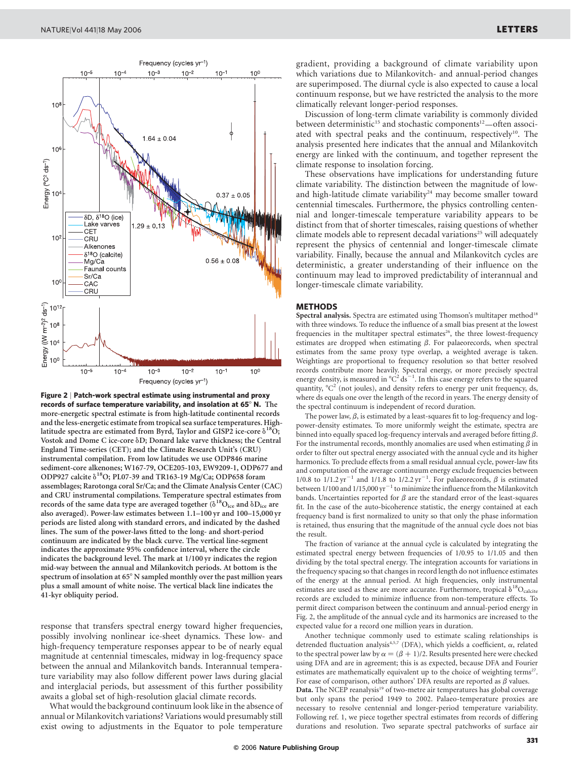**Figure 2 | Patch-work spectral estimate using instrumental and proxy records of surface temperature variability, and insolation at 65° N.** The more-energetic spectral estimate is from high-latitude continental records and the less-energetic estimate from tropical sea surface temperatures. High-latitude spectra are estimated from Byrd, Taylor and GISP2 ice-core $\delta^{18}O$; Vostok and Dome C ice-core $\delta D$; Donard lake varve thickness; the Central England Time-series (CET); and the Climate Research Unit's (CRU) instrumental compilation. From low latitudes we use ODP846 marine sediment-core alkenones; W167-79, OCE205-103, EW9209-1, ODP677 and ODP927 calcite $\delta^{18}O$; PL07-39 and TR163-19 Mg/Ca; ODP658 foram assemblages; Rarotonga coral Sr/Ca; and the Climate Analysis Center (CAC) and CRU instrumental compilations. Temperature spectral estimates from records of the same data type are averaged together ($\delta^{18}O_{ice}$ and $\delta D_{ice}$ are also averaged). Power-law estimates between 1.1–100 yr and 100–15,000 yr periods are listed along with standard errors, and indicated by the dashed lines. The sum of the power-laws fitted to the long- and short-period continuum are indicated by the black curve. The vertical line-segment indicates the approximate 95% confidence interval, where the circle indicates the background level. The mark at 1/100 yr indicates the region mid-way between the annual and Milankovitch periods. At bottom is the spectrum of insolation at 65° N sampled monthly over the past million years plus a small amount of white noise. The vertical black line indicates the 41-kyr obliquity period.

response that transfers spectral energy toward higher frequencies, possibly involving nonlinear ice-sheet dynamics. These low- and high-frequency temperature responses appear to be of nearly equal magnitude at centennial timescales, midway in log-frequency space between the annual and Milankovitch bands. Interannual temperature variability may also follow different power laws during glacial and interglacial periods, but assessment of this further possibility awaits a global set of high-resolution glacial climate records.

What would the background continuum look like in the absence of annual or Milankovitch variations? Variations would presumably still exist owing to adjustments in the Equator to pole temperature gradient, providing a background of climate variability upon which variations due to Milankovitch- and annual-period changes are superimposed. The diurnal cycle is also expected to cause a local continuum response, but we have restricted the analysis to the more climatically relevant longer-period responses.

Discussion of long-term climate variability is commonly divided between deterministic[15] and stochastic components[12]—often associated with spectral peaks and the continuum, respectively[10]. The analysis presented here indicates that the annual and Milankovitch energy are linked with the continuum, and together represent the climate response to insolation forcing.

These observations have implications for understanding future climate variability. The distinction between the magnitude of low- and high-latitude climate variability[24] may become smaller toward centennial timescales. Furthermore, the physics controlling centennial and longer-timescale temperature variability appears to be distinct from that of shorter timescales, raising questions of whether climate models able to represent decadal variations[25] will adequately represent the physics of centennial and longer-timescale climate variability. Finally, because the annual and Milankovitch cycles are deterministic, a greater understanding of their influence on the continuum may lead to improved predictability of interannual and longer-timescale climate variability.

## METHODS

**Spectral analysis.** Spectra are estimated using Thomson's multitaper method[18] with three windows. To reduce the influence of a small bias present at the lowest frequencies in the multitaper spectral estimates[26], the three lowest-frequency estimates are dropped when estimating $\beta$. For palaeorecords, when spectral estimates from the same proxy type overlap, a weighted average is taken. Weightings are proportional to frequency resolution so that better resolved records contribute more heavily. Spectral energy, or more precisely spectral energy density, is measured in $°C^2\,ds^{-1}$. In this case energy refers to the squared quantity, $°C^2$ (not joules), and density refers to energy per unit frequency, ds, where ds equals one over the length of the record in years. The energy density of the spectral continuum is independent of record duration.

The power law, $\beta$, is estimated by a least-squares fit to log-frequency and log-power-density estimates. To more uniformly weight the estimate, spectra are binned into equally spaced log-frequency intervals and averaged before fitting $\beta$. For the instrumental records, monthly anomalies are used when estimating $\beta$ in order to filter out spectral energy associated with the annual cycle and its higher harmonics. To preclude effects from a small residual annual cycle, power-law fits and computation of the average continuum energy exclude frequencies between 1/0.8 to $1/1.2\,yr^{-1}$ and 1/1.8 to $1/2.2\,yr^{-1}$. For palaeorecords, $\beta$ is estimated between 1/100 and $1/15{,}000\,yr^{-1}$ to minimize the influence from the Milankovitch bands. Uncertainties reported for $\beta$ are the standard error of the least-squares fit. In the case of the auto-bicoherence statistic, the energy contained at each frequency band is first normalized to unity so that only the phase information is retained, thus ensuring that the magnitude of the annual cycle does not bias the result.

The fraction of variance at the annual cycle is calculated by integrating the estimated spectral energy between frequencies of 1/0.95 to 1/1.05 and then dividing by the total spectral energy. The integration accounts for variations in the frequency spacing so that changes in record length do not influence estimates of the energy at the annual period. At high frequencies, only instrumental estimates are used as these are more accurate. Furthermore, tropical $\delta^{18}O_{calcite}$ records are excluded to minimize influence from non-temperature effects. To permit direct comparison between the continuum and annual-period energy in Fig. 2, the amplitude of the annual cycle and its harmonics are increased to the expected value for a record one million years in duration.

Another technique commonly used to estimate scaling relationships is detrended fluctuation analysis[4,5,7] (DFA), which yields a coefficient, $\alpha$, related to the spectral power law by $\alpha = (\beta + 1)/2$. Results presented here were checked using DFA and are in agreement; this is as expected, because DFA and Fourier estimates are mathematically equivalent up to the choice of weighting terms[27]. For ease of comparison, other authors' DFA results are reported as $\beta$ values.

**Data.** The NCEP reanalysis[19] of two-metre air temperatures has global coverage but only spans the period 1949 to 2002. Palaeo-temperature proxies are necessary to resolve centennial and longer-period temperature variability. Following ref. 1, we piece together spectral estimates from records of differing durations and resolution. Two separate spectral patchworks of surface air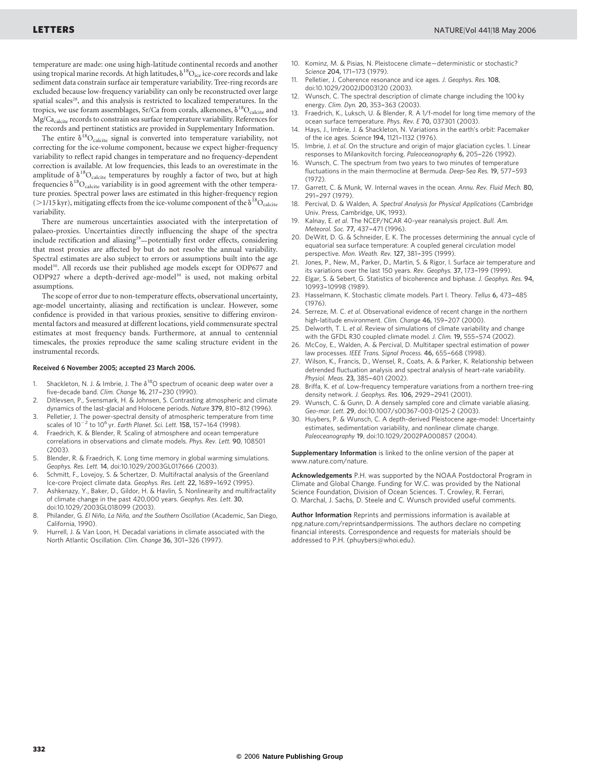temperature are made: one using high-latitude continental records and another using tropical marine records. At high latitudes, $\delta^{18}O_{ice}$ ice-core records and lake sediment data constrain surface air temperature variability. Tree-ring records are excluded because low-frequency variability can only be reconstructed over large spatial scales[28], and this analysis is restricted to localized temperatures. In the tropics, we use foram assemblages, Sr/Ca from corals, alkenones, $\delta^{18}O_{calcite}$ and $Mg/Ca_{calcite}$ records to constrain sea surface temperature variability. References for the records and pertinent statistics are provided in Supplementary Information.

The entire $\delta^{18}O_{calcite}$ signal is converted into temperature variability, not correcting for the ice-volume component, because we expect higher-frequency variability to reflect rapid changes in temperature and no frequency-dependent correction is available. At low frequencies, this leads to an overestimate in the amplitude of $\delta^{18}O_{calcite}$ temperatures by roughly a factor of two, but at high frequencies $\delta^{18}O_{calcite}$ variability is in good agreement with the other temperature proxies. Spectral power laws are estimated in this higher-frequency region (>1/15 kyr), mitigating effects from the ice-volume component of the $\delta^{18}O_{calcite}$ variability.

There are numerous uncertainties associated with the interpretation of palaeo-proxies. Uncertainties directly influencing the shape of the spectra include rectification and aliasing[29]—potentially first order effects, considering that most proxies are affected by but do not resolve the annual variability. Spectral estimates are also subject to errors or assumptions built into the age model[30]. All records use their published age models except for ODP677 and ODP927 where a depth-derived age-model[30] is used, not making orbital assumptions.

The scope of error due to non-temperature effects, observational uncertainty, age-model uncertainty, aliasing and rectification is unclear. However, some confidence is provided in that various proxies, sensitive to differing environmental factors and measured at different locations, yield commensurate spectral estimates at most frequency bands. Furthermore, at annual to centennial timescales, the proxies reproduce the same scaling structure evident in the instrumental records.

**Received 6 November 2005; accepted 23 March 2006.**

1. Shackleton, N. J. & Imbrie, J. The $\delta^{18}O$ spectrum of oceanic deep water over a five-decade band. *Clim. Change* **16,** 217–230 (1990).
2. Ditlevsen, P., Svensmark, H. & Johnsen, S. Contrasting atmospheric and climate dynamics of the last-glacial and Holocene periods. *Nature* **379,** 810–812 (1996).
3. Pelletier, J. The power-spectral density of atmospheric temperature from time scales of $10^{-2}$ to $10^{6}$ yr. *Earth Planet. Sci. Lett.* **158,** 157–164 (1998).
4. Fraedrich, K. & Blender, R. Scaling of atmosphere and ocean temperature correlations in observations and climate models. *Phys. Rev. Lett.* **90**, 108501 (2003).
5. Blender, R. & Fraedrich, K. Long time memory in global warming simulations. *Geophys. Res. Lett.* **14**, doi:10.1029/2003GL017666 (2003).
6. Schmitt, F., Lovejoy, S. & Schertzer, D. Multifractal analysis of the Greenland Ice-core Project climate data. *Geophys. Res. Lett.* **22,** 1689–1692 (1995).
7. Ashkenazy, Y., Baker, D., Gildor, H. & Havlin, S. Nonlinearity and multifractality of climate change in the past 420,000 years. *Geophys. Res. Lett.* **30**, doi:10.1029/2003GL018099 (2003).
8. Philander, G. *El Niño, La Niña, and the Southern Oscillation* (Academic, San Diego, California, 1990).
9. Hurrell, J. & Van Loon, H. Decadal variations in climate associated with the North Atlantic Oscillation. *Clim. Change* **36,** 301–326 (1997).
10. Kominz, M. & Pisias, N. Pleistocene climate—deterministic or stochastic? *Science* **204,** 171–173 (1979).
11. Pelletier, J. Coherence resonance and ice ages. *J. Geophys. Res.* **108**, doi:10.1029/2002JD003120 (2003).
12. Wunsch, C. The spectral description of climate change including the 100 ky energy. *Clim. Dyn.* **20,** 353–363 (2003).
13. Fraedrich, K., Luksch, U. & Blender, R. A 1/f-model for long time memory of the ocean surface temperature. *Phys. Rev. E* **70,** 037301 (2003).
14. Hays, J., Imbrie, J. & Shackleton, N. Variations in the earth's orbit: Pacemaker of the ice ages. *Science* **194,** 1121–1132 (1976).
15. Imbrie, J. *et al.* On the structure and origin of major glaciation cycles. 1. Linear responses to Milankovitch forcing. *Paleoceanography* **6,** 205–226 (1992).
16. Wunsch, C. The spectrum from two years to two minutes of temperature fluctuations in the main thermocline at Bermuda. *Deep-Sea Res.* **19,** 577–593 (1972).
17. Garrett, C. & Munk, W. Internal waves in the ocean. *Annu. Rev. Fluid Mech.* **80,** 291–297 (1979).
18. Percival, D. & Walden, A. *Spectral Analysis for Physical Applications* (Cambridge Univ. Press, Cambridge, UK, 1993).
19. Kalnay, E. *et al.* The NCEP/NCAR 40-year reanalysis project. *Bull. Am. Meteorol. Soc.* **77,** 437–471 (1996).
20. DeWitt, D. G. & Schneider, E. K. The processes determining the annual cycle of equatorial sea surface temperature: A coupled general circulation model perspective. *Mon. Weath. Rev.* **127,** 381–395 (1999).
21. Jones, P., New, M., Parker, D., Martin, S. & Rigor, I. Surface air temperature and its variations over the last 150 years. *Rev. Geophys.* **37,** 173–199 (1999).
22. Elgar, S. & Sebert, G. Statistics of bicoherence and biphase. *J. Geophys. Res.* **94,** 10993–10998 (1989).
23. Hasselmann, K. Stochastic climate models. Part I. Theory. *Tellus* **6,** 473–485 (1976).
24. Serreze, M. C. *et al.* Observational evidence of recent change in the northern high-latitude environment. *Clim. Change* **46,** 159–207 (2000).
25. Delworth, T. L. *et al.* Review of simulations of climate variability and change with the GFDL R30 coupled climate model. *J. Clim.* **19,** 555–574 (2002).
26. McCoy, E., Walden, A. & Percival, D. Multitaper spectral estimation of power law processes. *IEEE Trans. Signal Process.* **46,** 655–668 (1998).
27. Wilson, K., Francis, D., Wensel, R., Coats, A. & Parker, K. Relationship between detrended fluctuation analysis and spectral analysis of heart-rate variability. *Physiol. Meas.* **23,** 385–401 (2002).
28. Briffa, K. *et al.* Low-frequency temperature variations from a northern tree-ring density network. *J. Geophys. Res.* **106,** 2929–2941 (2001).
29. Wunsch, C. & Gunn, D. A densely sampled core and climate variable aliasing. *Geo-mar. Lett.* **29**, doi:10.1007/s00367-003-0125-2 (2003).
30. Huybers, P. & Wunsch, C. A depth-derived Pleistocene age-model: Uncertainty estimates, sedimentation variability, and nonlinear climate change. *Paleoceanography* **19**, doi:10.1029/2002PA000857 (2004).

**Supplementary Information** is linked to the online version of the paper at www.nature.com/nature.

**Acknowledgements** P.H. was supported by the NOAA Postdoctoral Program in Climate and Global Change. Funding for W.C. was provided by the National Science Foundation, Division of Ocean Sciences. T. Crowley, R. Ferrari, O. Marchal, J. Sachs, D. Steele and C. Wunsch provided useful comments.

**Author Information** Reprints and permissions information is available at npg.nature.com/reprintsandpermissions. The authors declare no competing financial interests. Correspondence and requests for materials should be addressed to P.H. (phuybers@whoi.edu).